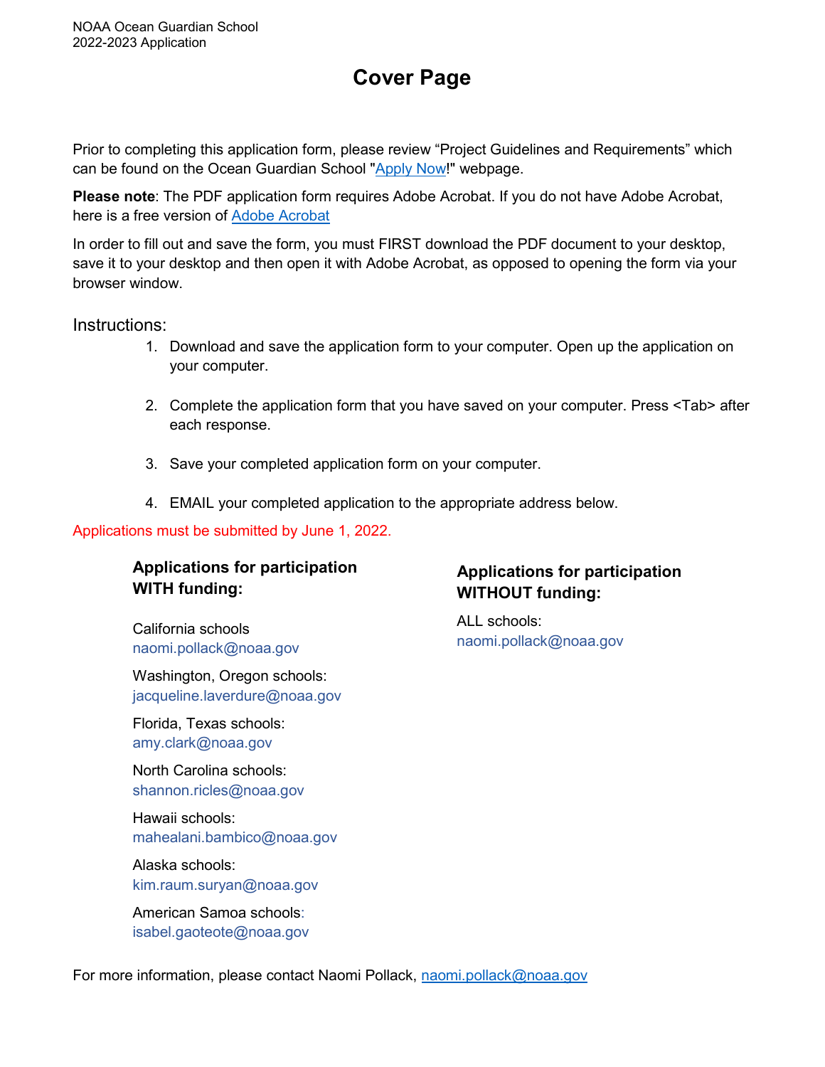# Cover Page

Prior to completing this application form, please review "Project Guidelines and Requirements" which can be found on the Ocean Guardian School "Apply Now!" webpage.

**Please note**: The PDF application form requires Adobe Acrobat. If you do not have Adobe Acrobat, here is a free version of Adobe Acrobat

In order to fill out and save the form, you must FIRST download the PDF document to your desktop, save it to your desktop and then open it with Adobe Acrobat, as opposed to opening the form via your browser window.

## Instructions:

1. Download and save the application form to your computer. Open up the application on your computer.
2. Complete the application form that you have saved on your computer. Press <Tab> after each response.
3. Save your completed application form on your computer.
4. EMAIL your completed application to the appropriate address below.

Applications must be submitted by June 1, 2022.

### Applications for participation WITH funding:

California schools
naomi.pollack@noaa.gov

Washington, Oregon schools:
jacqueline.laverdure@noaa.gov

Florida, Texas schools:
amy.clark@noaa.gov

North Carolina schools:
shannon.ricles@noaa.gov

Hawaii schools:
mahealani.bambico@noaa.gov

Alaska schools:
kim.raum.suryan@noaa.gov

American Samoa schools:
isabel.gaoteote@noaa.gov

### Applications for participation WITHOUT funding:

ALL schools:
naomi.pollack@noaa.gov

For more information, please contact Naomi Pollack, naomi.pollack@noaa.gov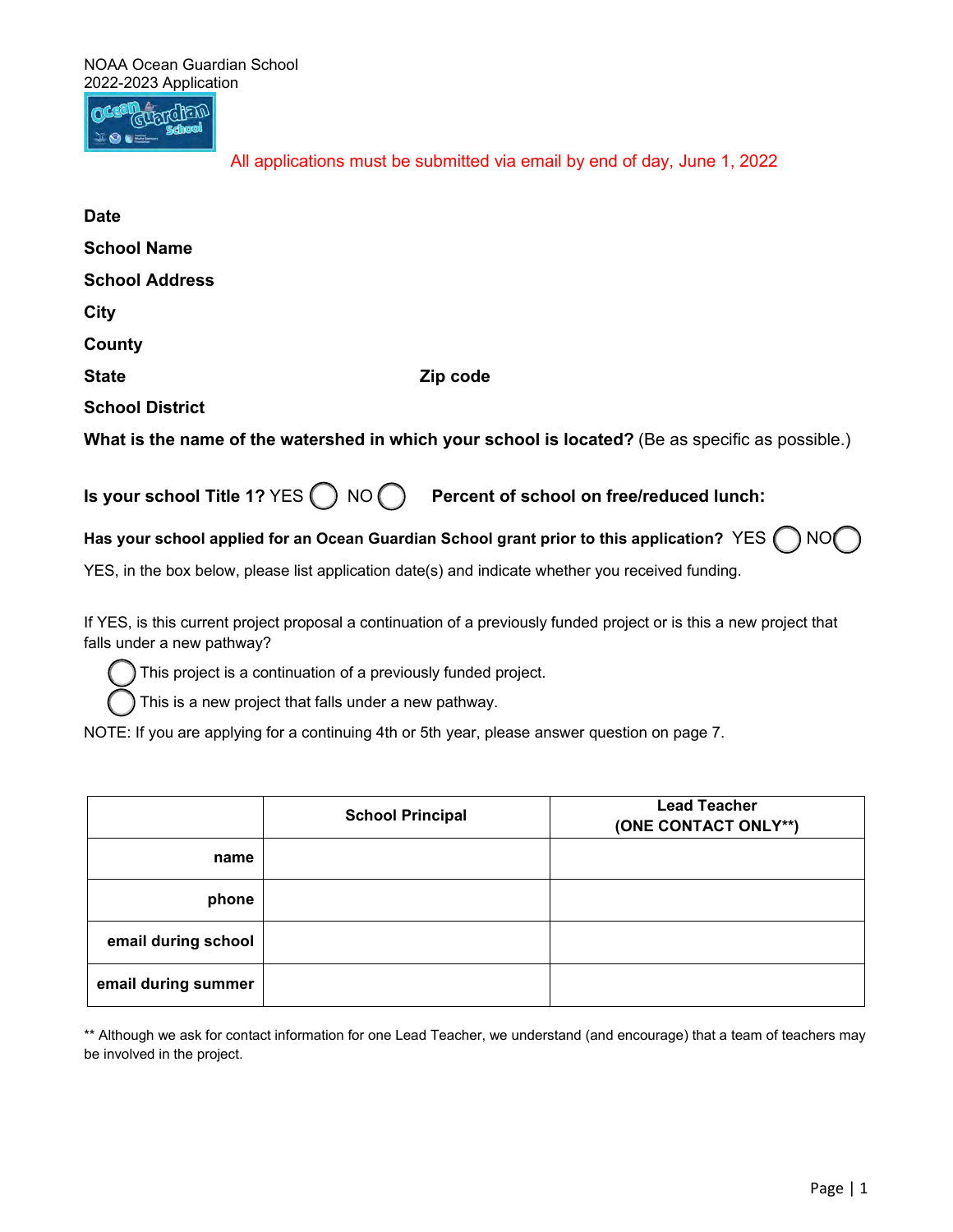NOAA Ocean Guardian School
2022-2023 Application

All applications must be submitted via email by end of day, June 1, 2022

**Date**

**School Name**

**School Address**

**City**

**County**

**State** **Zip code**

**School District**

**What is the name of the watershed in which your school is located?** (Be as specific as possible.)

**Is your school Title 1?** YES ◯ NO ◯ **Percent of school on free/reduced lunch:**

**Has your school applied for an Ocean Guardian School grant prior to this application?** YES ◯ NO ◯

YES, in the box below, please list application date(s) and indicate whether you received funding.

If YES, is this current project proposal a continuation of a previously funded project or is this a new project that falls under a new pathway?

- ◯ This project is a continuation of a previously funded project.
- ◯ This is a new project that falls under a new pathway.

NOTE: If you are applying for a continuing 4th or 5th year, please answer question on page 7.

| | **School Principal** | **Lead Teacher (ONE CONTACT ONLY**)** |
|---|---|---|
| **name** | | |
| **phone** | | |
| **email during school** | | |
| **email during summer** | | |

** Although we ask for contact information for one Lead Teacher, we understand (and encourage) that a team of teachers may be involved in the project.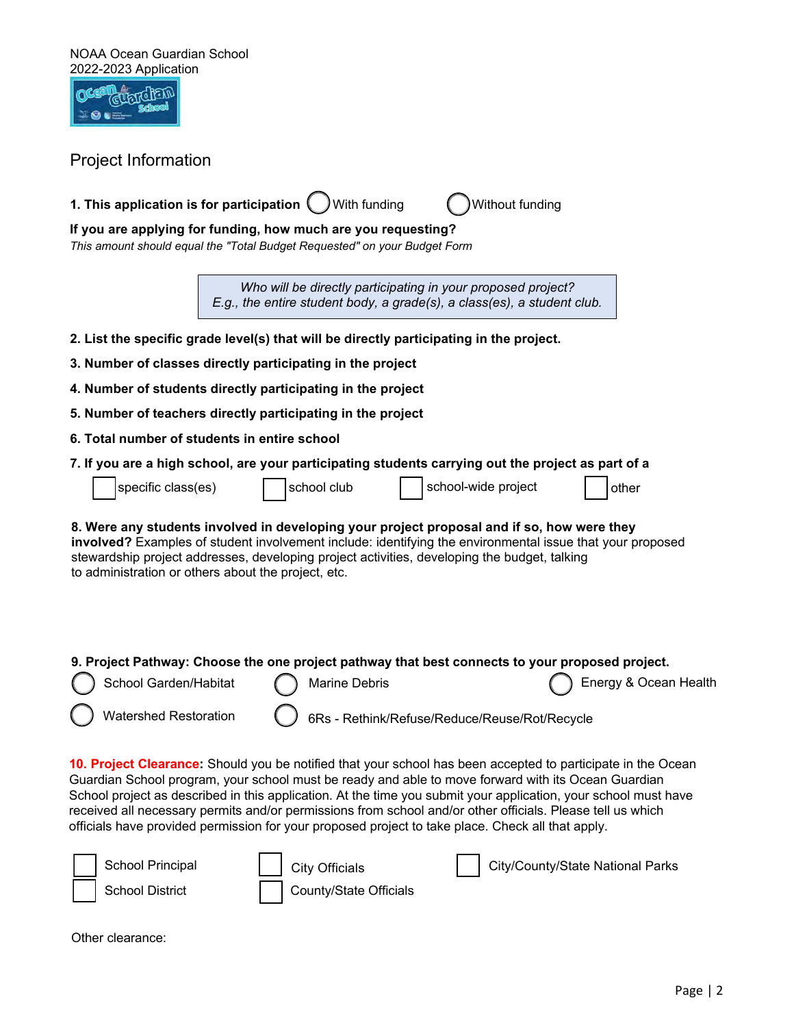NOAA Ocean Guardian School
2022-2023 Application

## Project Information

**1. This application is for participation** ◯ With funding ◯ Without funding

**If you are applying for funding, how much are you requesting?**
*This amount should equal the "Total Budget Requested" on your Budget Form*

> *Who will be directly participating in your proposed project?*
> *E.g., the entire student body, a grade(s), a class(es), a student club.*

**2. List the specific grade level(s) that will be directly participating in the project.**

**3. Number of classes directly participating in the project**

**4. Number of students directly participating in the project**

**5. Number of teachers directly participating in the project**

**6. Total number of students in entire school**

**7. If you are a high school, are your participating students carrying out the project as part of a**

- [ ] specific class(es)
- [ ] school club
- [ ] school-wide project
- [ ] other

**8. Were any students involved in developing your project proposal and if so, how were they involved?** Examples of student involvement include: identifying the environmental issue that your proposed stewardship project addresses, developing project activities, developing the budget, talking to administration or others about the project, etc.

**9. Project Pathway: Choose the one project pathway that best connects to your proposed project.**

◯ School Garden/Habitat ◯ Marine Debris ◯ Energy & Ocean Health

◯ Watershed Restoration ◯ 6Rs - Rethink/Refuse/Reduce/Reuse/Rot/Recycle

**10. Project Clearance:** Should you be notified that your school has been accepted to participate in the Ocean Guardian School program, your school must be ready and able to move forward with its Ocean Guardian School project as described in this application. At the time you submit your application, your school must have received all necessary permits and/or permissions from school and/or other officials. Please tell us which officials have provided permission for your proposed project to take place. Check all that apply.

- [ ] School Principal
- [ ] School District
- [ ] City Officials
- [ ] County/State Officials
- [ ] City/County/State National Parks

Other clearance: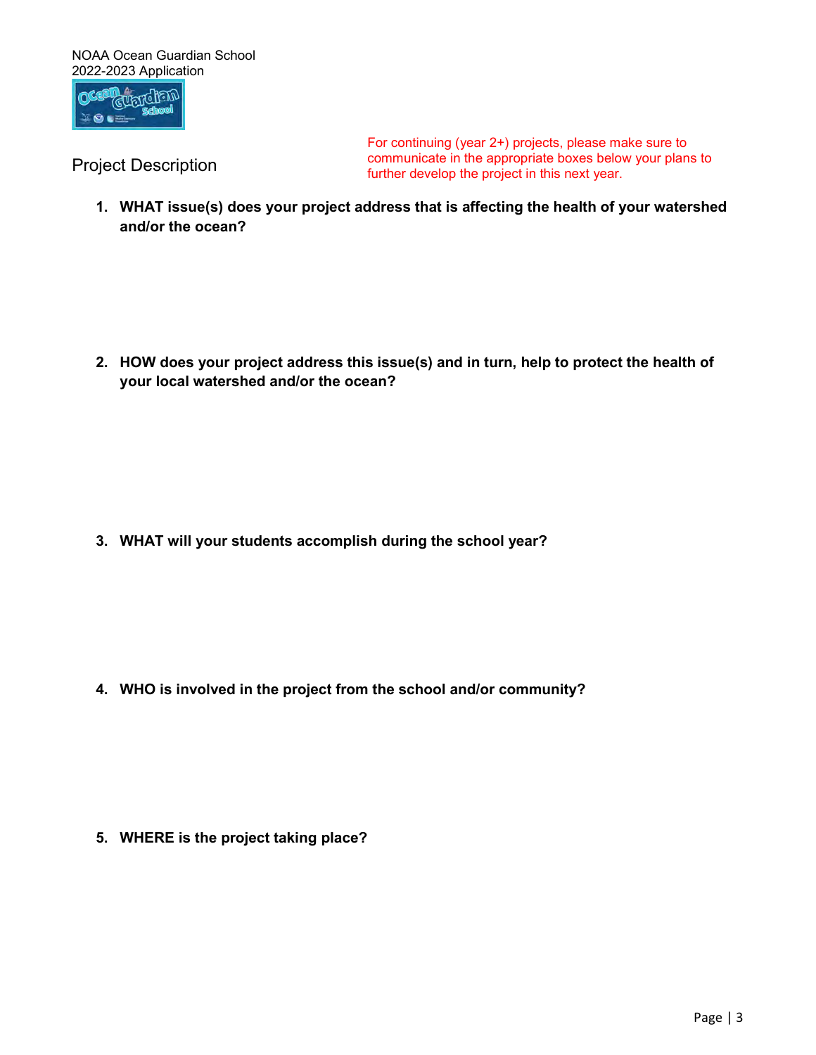NOAA Ocean Guardian School
2022-2023 Application

## Project Description

For continuing (year 2+) projects, please make sure to communicate in the appropriate boxes below your plans to further develop the project in this next year.

1. **WHAT issue(s) does your project address that is affecting the health of your watershed and/or the ocean?**

2. **HOW does your project address this issue(s) and in turn, help to protect the health of your local watershed and/or the ocean?**

3. **WHAT will your students accomplish during the school year?**

4. **WHO is involved in the project from the school and/or community?**

5. **WHERE is the project taking place?**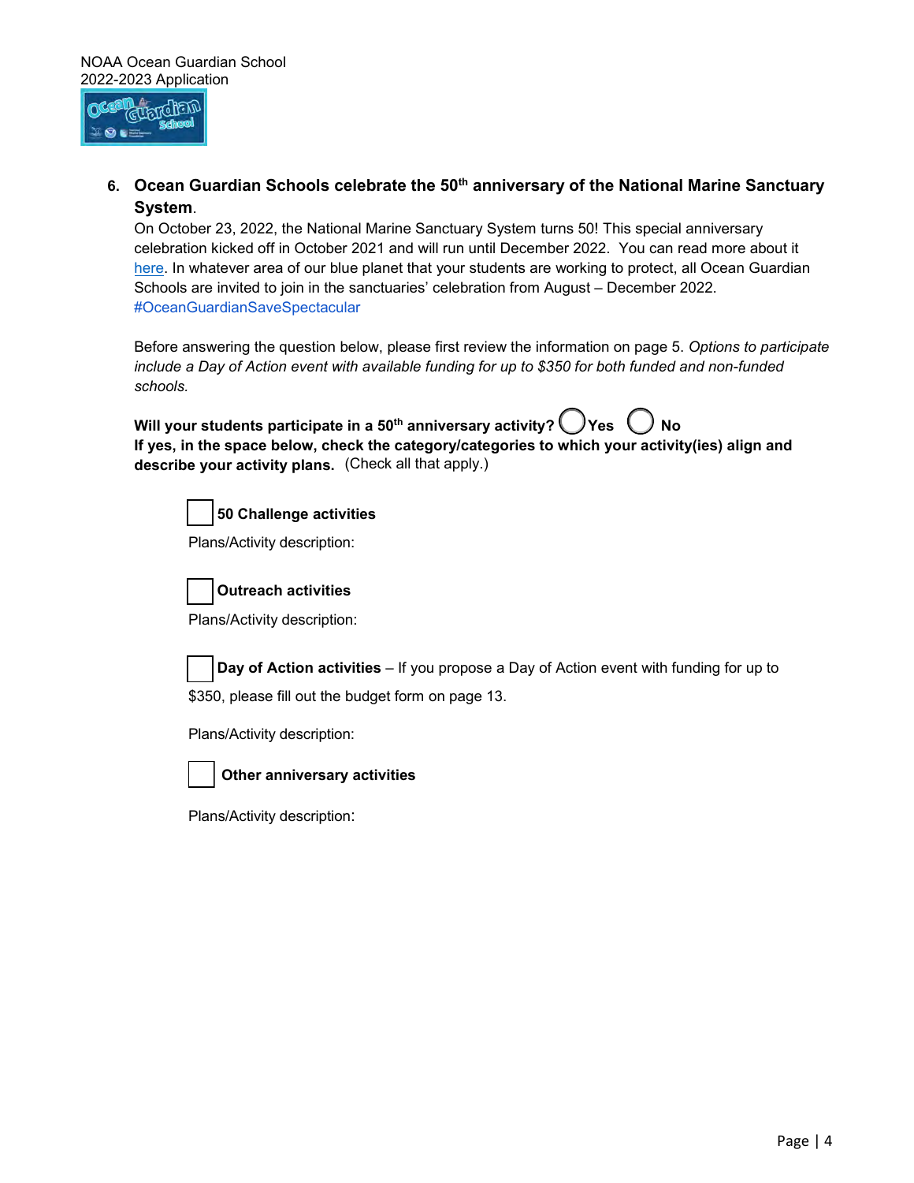**6. Ocean Guardian Schools celebrate the 50th anniversary of the National Marine Sanctuary System**.

On October 23, 2022, the National Marine Sanctuary System turns 50! This special anniversary celebration kicked off in October 2021 and will run until December 2022. You can read more about it here. In whatever area of our blue planet that your students are working to protect, all Ocean Guardian Schools are invited to join in the sanctuaries' celebration from August – December 2022. #OceanGuardianSaveSpectacular

Before answering the question below, please first review the information on page 5. *Options to participate include a Day of Action event with available funding for up to $350 for both funded and non-funded schools.*

**Will your students participate in a 50th anniversary activity?** ◯ **Yes** ◯ **No**

**If yes, in the space below, check the category/categories to which your activity(ies) align and describe your activity plans.** (Check all that apply.)

☐ **50 Challenge activities**

Plans/Activity description:

☐ **Outreach activities**

Plans/Activity description:

☐ **Day of Action activities** – If you propose a Day of Action event with funding for up to $350, please fill out the budget form on page 13.

Plans/Activity description:

☐ **Other anniversary activities**

Plans/Activity description: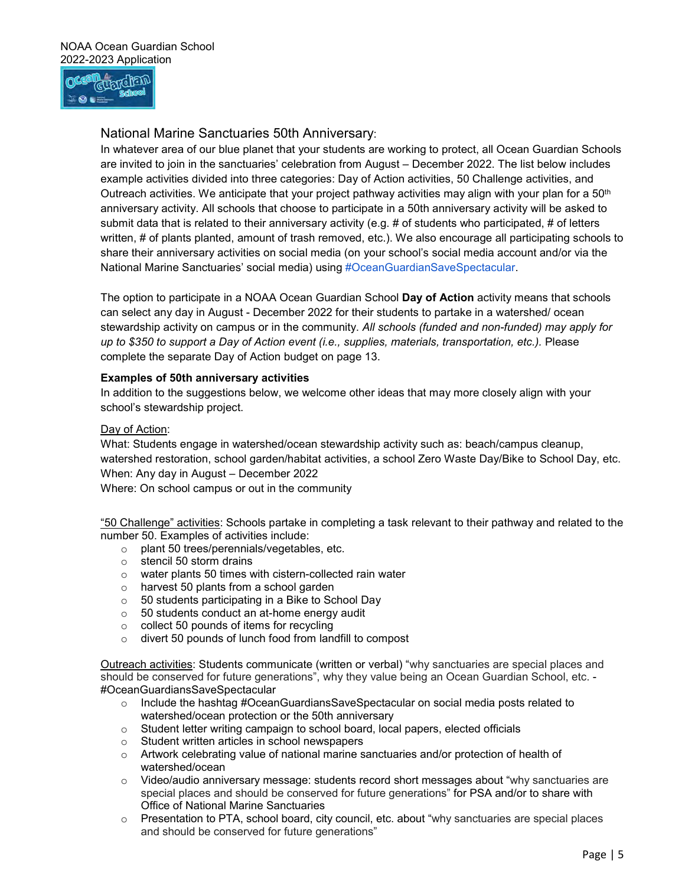## National Marine Sanctuaries 50th Anniversary:

In whatever area of our blue planet that your students are working to protect, all Ocean Guardian Schools are invited to join in the sanctuaries' celebration from August – December 2022. The list below includes example activities divided into three categories: Day of Action activities, 50 Challenge activities, and Outreach activities. We anticipate that your project pathway activities may align with your plan for a 50th anniversary activity. All schools that choose to participate in a 50th anniversary activity will be asked to submit data that is related to their anniversary activity (e.g. # of students who participated, # of letters written, # of plants planted, amount of trash removed, etc.). We also encourage all participating schools to share their anniversary activities on social media (on your school's social media account and/or via the National Marine Sanctuaries' social media) using #OceanGuardianSaveSpectacular.

The option to participate in a NOAA Ocean Guardian School **Day of Action** activity means that schools can select any day in August - December 2022 for their students to partake in a watershed/ ocean stewardship activity on campus or in the community. *All schools (funded and non-funded) may apply for up to $350 to support a Day of Action event (i.e., supplies, materials, transportation, etc.).* Please complete the separate Day of Action budget on page 13.

**Examples of 50th anniversary activities**

In addition to the suggestions below, we welcome other ideas that may more closely align with your school's stewardship project.

Day of Action:

What: Students engage in watershed/ocean stewardship activity such as: beach/campus cleanup, watershed restoration, school garden/habitat activities, a school Zero Waste Day/Bike to School Day, etc.
When: Any day in August – December 2022
Where: On school campus or out in the community

"50 Challenge" activities: Schools partake in completing a task relevant to their pathway and related to the number 50. Examples of activities include:

- plant 50 trees/perennials/vegetables, etc.
- stencil 50 storm drains
- water plants 50 times with cistern-collected rain water
- harvest 50 plants from a school garden
- 50 students participating in a Bike to School Day
- 50 students conduct an at-home energy audit
- collect 50 pounds of items for recycling
- divert 50 pounds of lunch food from landfill to compost

Outreach activities: Students communicate (written or verbal) "why sanctuaries are special places and should be conserved for future generations", why they value being an Ocean Guardian School, etc. - #OceanGuardiansSaveSpectacular

- Include the hashtag #OceanGuardiansSaveSpectacular on social media posts related to watershed/ocean protection or the 50th anniversary
- Student letter writing campaign to school board, local papers, elected officials
- Student written articles in school newspapers
- Artwork celebrating value of national marine sanctuaries and/or protection of health of watershed/ocean
- Video/audio anniversary message: students record short messages about "why sanctuaries are special places and should be conserved for future generations" for PSA and/or to share with Office of National Marine Sanctuaries
- Presentation to PTA, school board, city council, etc. about "why sanctuaries are special places and should be conserved for future generations"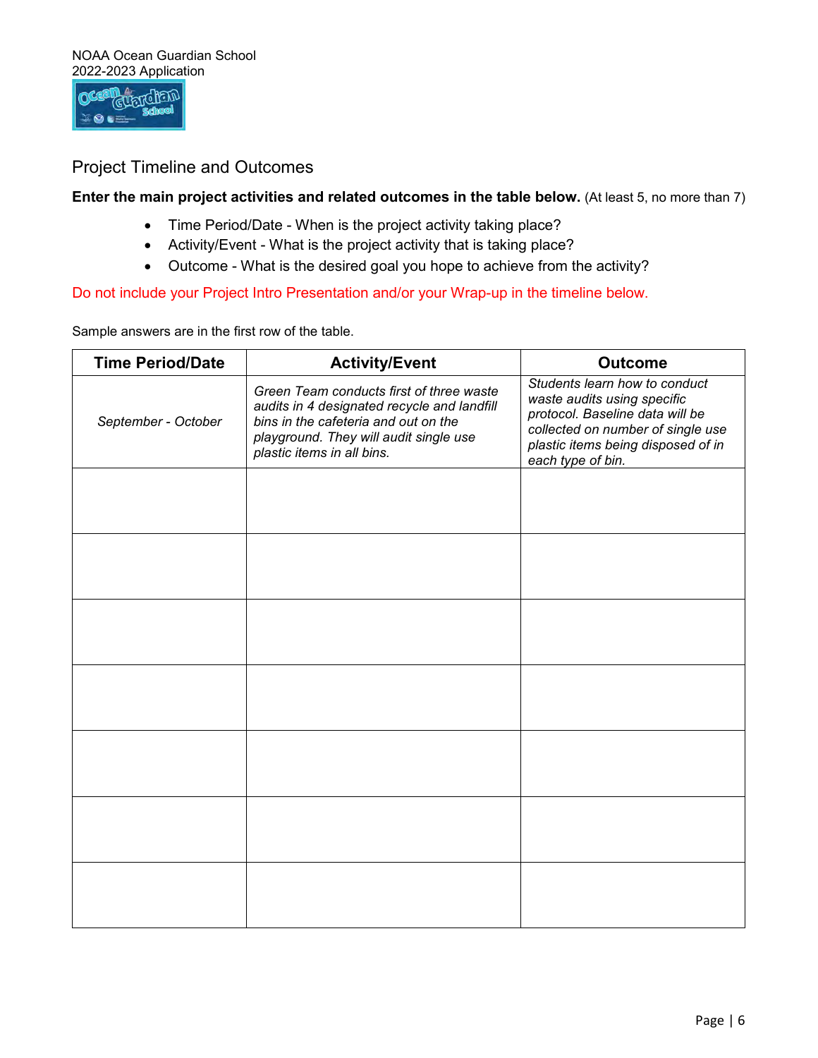## Project Timeline and Outcomes

**Enter the main project activities and related outcomes in the table below.** (At least 5, no more than 7)

- Time Period/Date - When is the project activity taking place?
- Activity/Event - What is the project activity that is taking place?
- Outcome - What is the desired goal you hope to achieve from the activity?

Do not include your Project Intro Presentation and/or your Wrap-up in the timeline below.

Sample answers are in the first row of the table.

| Time Period/Date | Activity/Event | Outcome |
| --- | --- | --- |
| *September - October* | *Green Team conducts first of three waste audits in 4 designated recycle and landfill bins in the cafeteria and out on the playground. They will audit single use plastic items in all bins.* | *Students learn how to conduct waste audits using specific protocol. Baseline data will be collected on number of single use plastic items being disposed of in each type of bin.* |
| | | |
| | | |
| | | |
| | | |
| | | |
| | | |
| | | |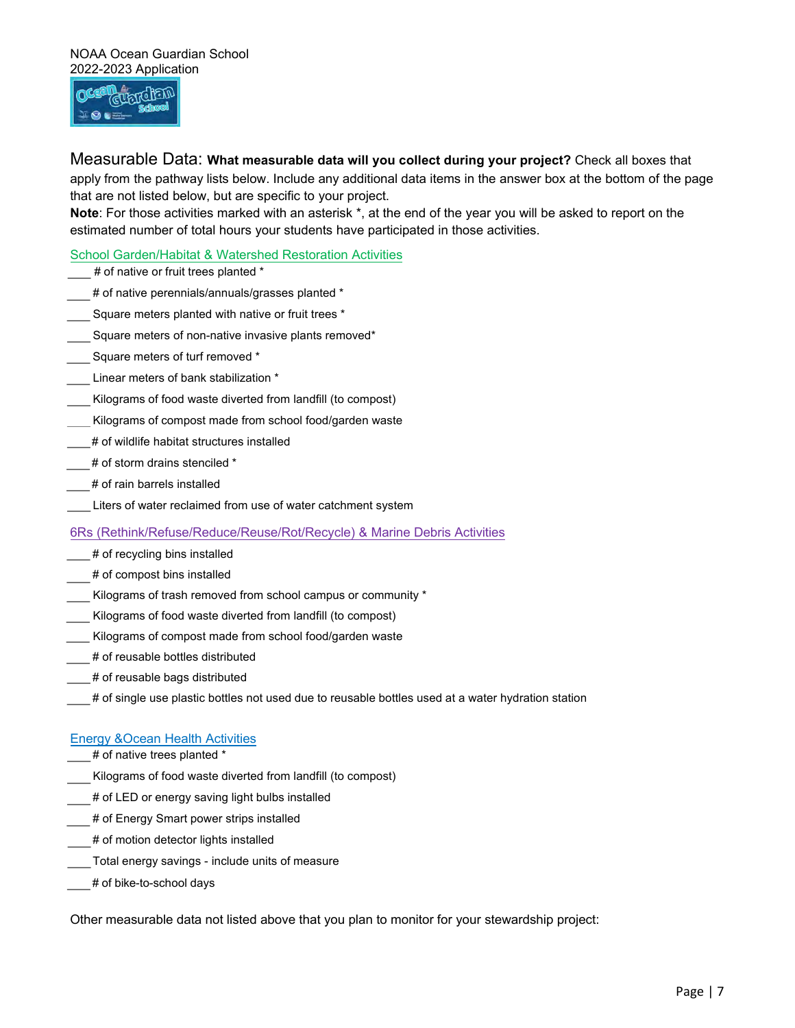Measurable Data: **What measurable data will you collect during your project?** Check all boxes that apply from the pathway lists below. Include any additional data items in the answer box at the bottom of the page that are not listed below, but are specific to your project.

**Note**: For those activities marked with an asterisk *, at the end of the year you will be asked to report on the estimated number of total hours your students have participated in those activities.

## School Garden/Habitat & Watershed Restoration Activities

____ # of native or fruit trees planted *

____ # of native perennials/annuals/grasses planted *

____ Square meters planted with native or fruit trees *

____ Square meters of non-native invasive plants removed*

____ Square meters of turf removed *

____ Linear meters of bank stabilization *

____ Kilograms of food waste diverted from landfill (to compost)

____ Kilograms of compost made from school food/garden waste

____ # of wildlife habitat structures installed

____ # of storm drains stenciled *

____ # of rain barrels installed

____ Liters of water reclaimed from use of water catchment system

## 6Rs (Rethink/Refuse/Reduce/Reuse/Rot/Recycle) & Marine Debris Activities

____ # of recycling bins installed

____ # of compost bins installed

____ Kilograms of trash removed from school campus or community *

____ Kilograms of food waste diverted from landfill (to compost)

____ Kilograms of compost made from school food/garden waste

____ # of reusable bottles distributed

____ # of reusable bags distributed

____ # of single use plastic bottles not used due to reusable bottles used at a water hydration station

## Energy &Ocean Health Activities

____ # of native trees planted *

____ Kilograms of food waste diverted from landfill (to compost)

____ # of LED or energy saving light bulbs installed

____ # of Energy Smart power strips installed

____ # of motion detector lights installed

____ Total energy savings - include units of measure

____ # of bike-to-school days

Other measurable data not listed above that you plan to monitor for your stewardship project: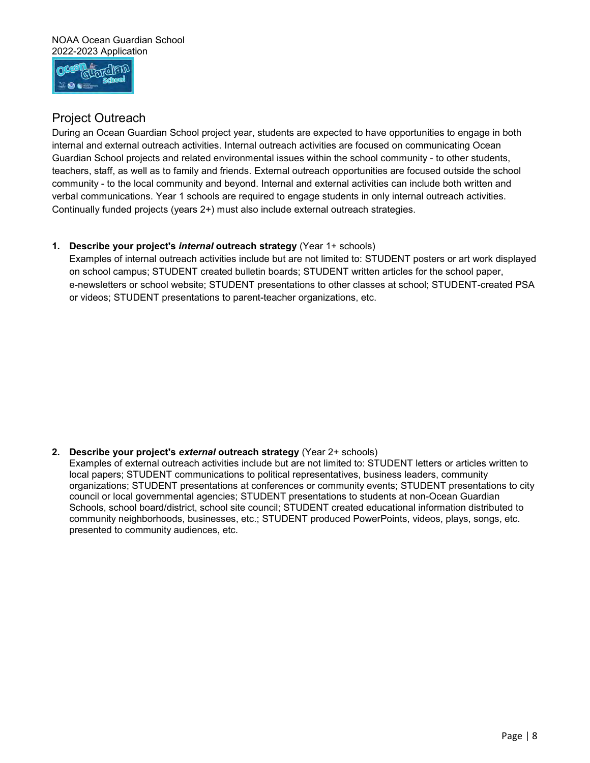## Project Outreach

During an Ocean Guardian School project year, students are expected to have opportunities to engage in both internal and external outreach activities. Internal outreach activities are focused on communicating Ocean Guardian School projects and related environmental issues within the school community - to other students, teachers, staff, as well as to family and friends. External outreach opportunities are focused outside the school community - to the local community and beyond. Internal and external activities can include both written and verbal communications. Year 1 schools are required to engage students in only internal outreach activities. Continually funded projects (years 2+) must also include external outreach strategies.

1. **Describe your project's *internal* outreach strategy** (Year 1+ schools)
   Examples of internal outreach activities include but are not limited to: STUDENT posters or art work displayed on school campus; STUDENT created bulletin boards; STUDENT written articles for the school paper, e-newsletters or school website; STUDENT presentations to other classes at school; STUDENT-created PSA or videos; STUDENT presentations to parent-teacher organizations, etc.

2. **Describe your project's *external* outreach strategy** (Year 2+ schools)
   Examples of external outreach activities include but are not limited to: STUDENT letters or articles written to local papers; STUDENT communications to political representatives, business leaders, community organizations; STUDENT presentations at conferences or community events; STUDENT presentations to city council or local governmental agencies; STUDENT presentations to students at non-Ocean Guardian Schools, school board/district, school site council; STUDENT created educational information distributed to community neighborhoods, businesses, etc.; STUDENT produced PowerPoints, videos, plays, songs, etc. presented to community audiences, etc.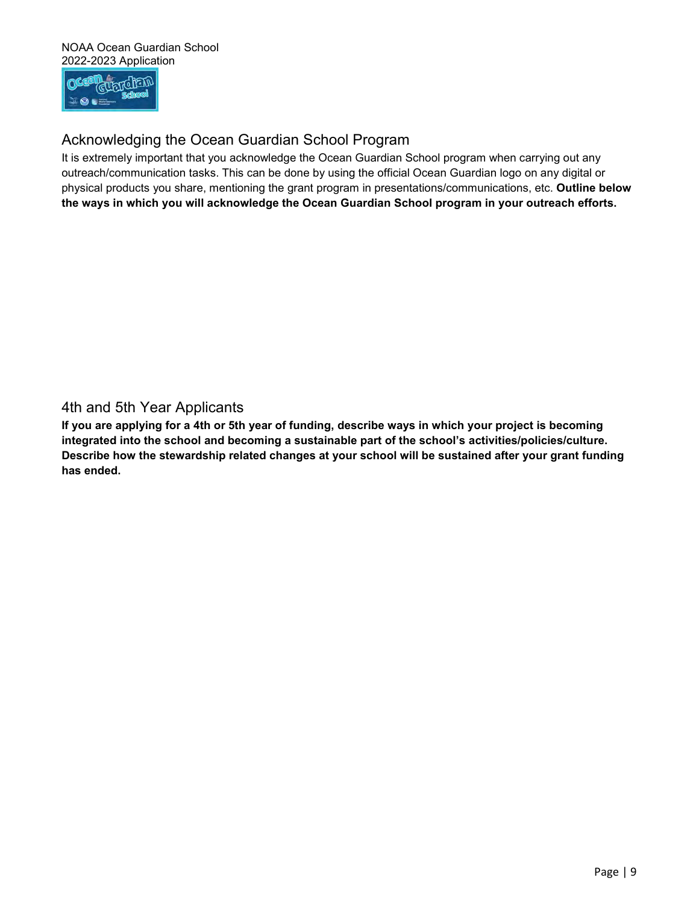## Acknowledging the Ocean Guardian School Program

It is extremely important that you acknowledge the Ocean Guardian School program when carrying out any outreach/communication tasks. This can be done by using the official Ocean Guardian logo on any digital or physical products you share, mentioning the grant program in presentations/communications, etc. **Outline below the ways in which you will acknowledge the Ocean Guardian School program in your outreach efforts.**

## 4th and 5th Year Applicants

**If you are applying for a 4th or 5th year of funding, describe ways in which your project is becoming integrated into the school and becoming a sustainable part of the school's activities/policies/culture. Describe how the stewardship related changes at your school will be sustained after your grant funding has ended.**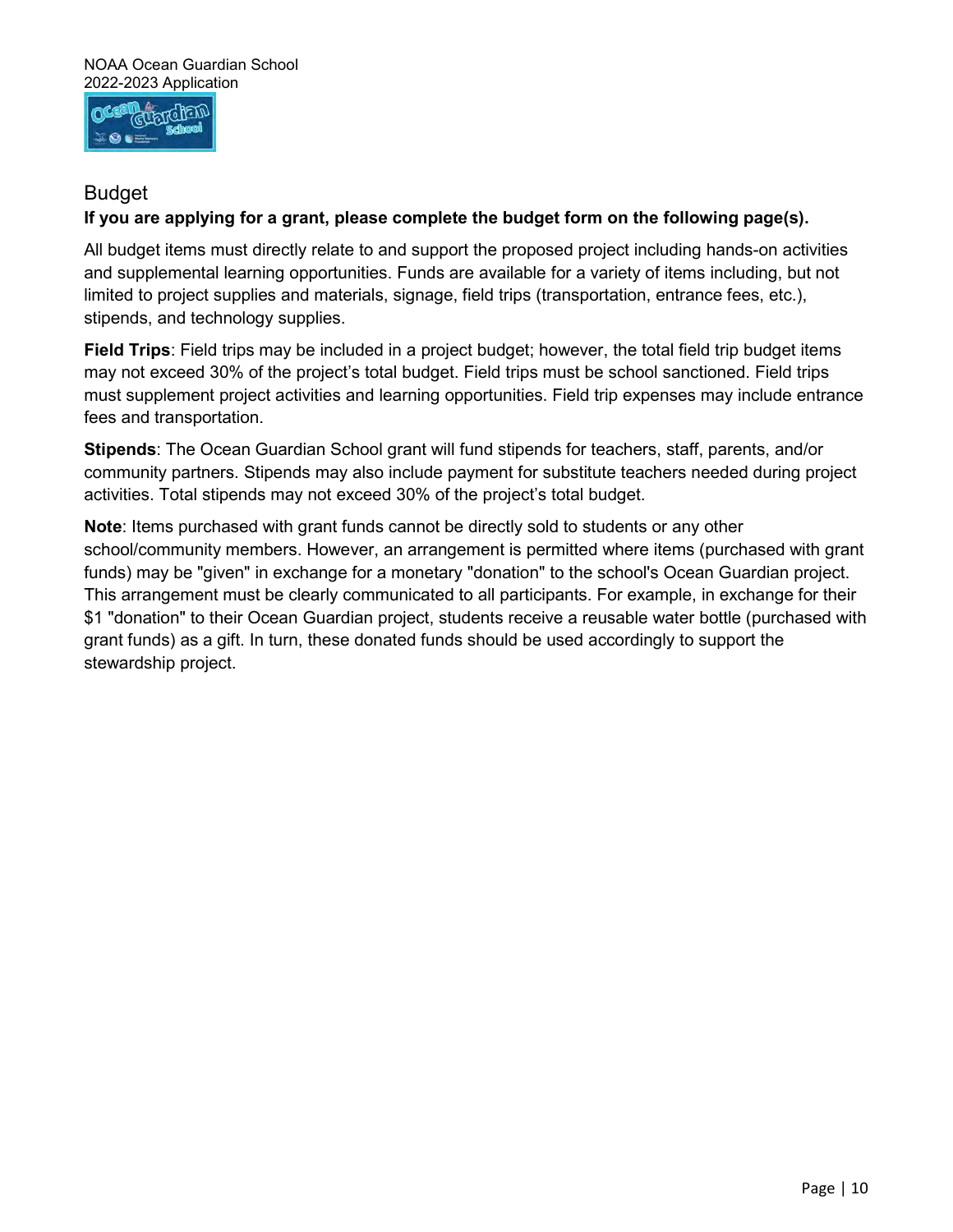## Budget

**If you are applying for a grant, please complete the budget form on the following page(s).**

All budget items must directly relate to and support the proposed project including hands-on activities and supplemental learning opportunities. Funds are available for a variety of items including, but not limited to project supplies and materials, signage, field trips (transportation, entrance fees, etc.), stipends, and technology supplies.

**Field Trips**: Field trips may be included in a project budget; however, the total field trip budget items may not exceed 30% of the project's total budget. Field trips must be school sanctioned. Field trips must supplement project activities and learning opportunities. Field trip expenses may include entrance fees and transportation.

**Stipends**: The Ocean Guardian School grant will fund stipends for teachers, staff, parents, and/or community partners. Stipends may also include payment for substitute teachers needed during project activities. Total stipends may not exceed 30% of the project's total budget.

**Note**: Items purchased with grant funds cannot be directly sold to students or any other school/community members. However, an arrangement is permitted where items (purchased with grant funds) may be "given" in exchange for a monetary "donation" to the school's Ocean Guardian project. This arrangement must be clearly communicated to all participants. For example, in exchange for their $1 "donation" to their Ocean Guardian project, students receive a reusable water bottle (purchased with grant funds) as a gift. In turn, these donated funds should be used accordingly to support the stewardship project.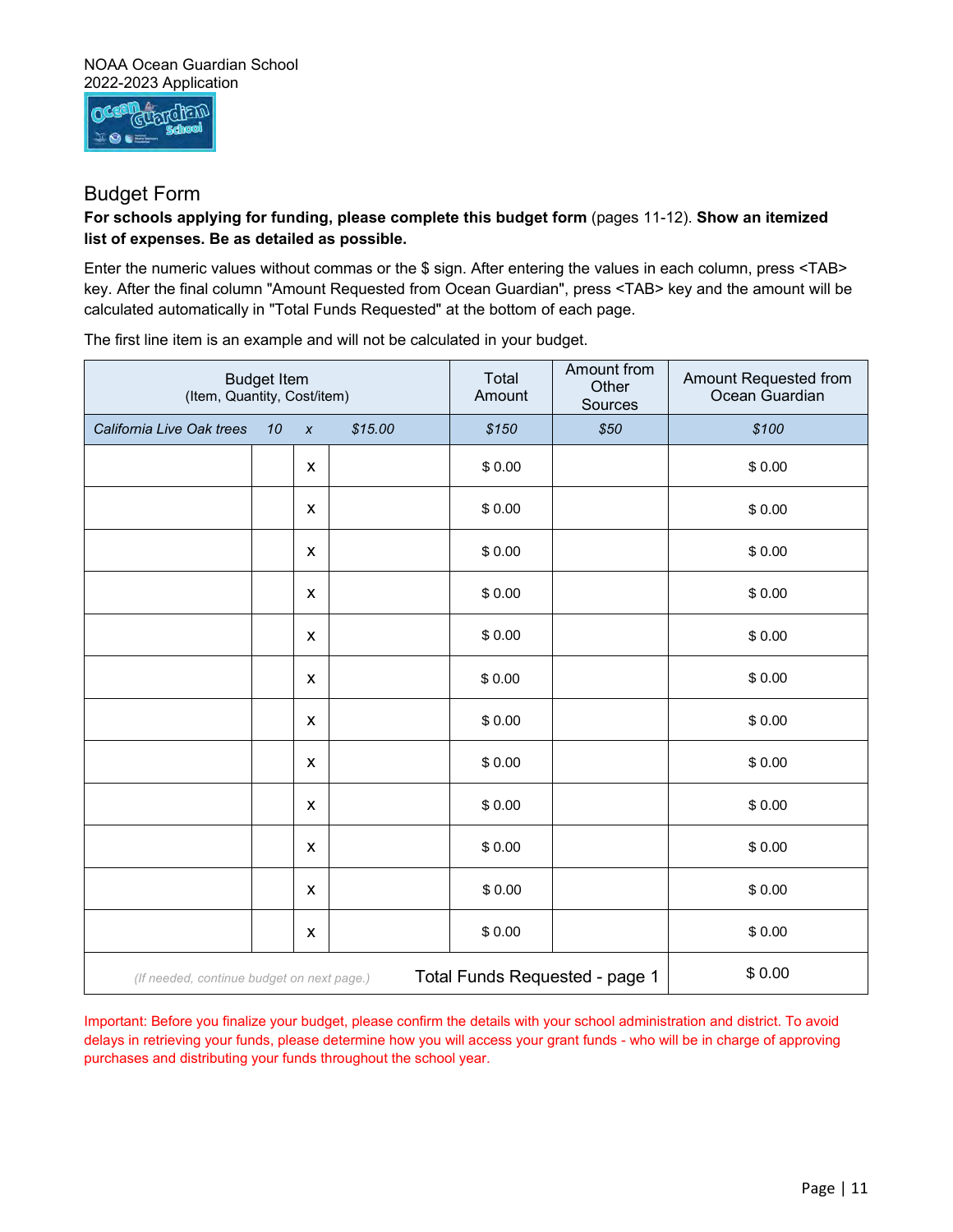NOAA Ocean Guardian School
2022-2023 Application

## Budget Form

**For schools applying for funding, please complete this budget form** (pages 11-12). **Show an itemized list of expenses. Be as detailed as possible.**

Enter the numeric values without commas or the $ sign. After entering the values in each column, press <TAB> key. After the final column "Amount Requested from Ocean Guardian", press <TAB> key and the amount will be calculated automatically in "Total Funds Requested" at the bottom of each page.

The first line item is an example and will not be calculated in your budget.

| Budget Item (Item, Quantity, Cost/item) | | | | Total Amount | Amount from Other Sources | Amount Requested from Ocean Guardian |
|---|---|---|---|---|---|---|
| *California Live Oak trees* | *10* | *x* | *$15.00* | *$150* | *$50* | *$100* |
| | | x | | $ 0.00 | | $ 0.00 |
| | | x | | $ 0.00 | | $ 0.00 |
| | | x | | $ 0.00 | | $ 0.00 |
| | | x | | $ 0.00 | | $ 0.00 |
| | | x | | $ 0.00 | | $ 0.00 |
| | | x | | $ 0.00 | | $ 0.00 |
| | | x | | $ 0.00 | | $ 0.00 |
| | | x | | $ 0.00 | | $ 0.00 |
| | | x | | $ 0.00 | | $ 0.00 |
| | | x | | $ 0.00 | | $ 0.00 |
| | | x | | $ 0.00 | | $ 0.00 |
| | | x | | $ 0.00 | | $ 0.00 |
| *(If needed, continue budget on next page.)* | | | | Total Funds Requested - page 1 | | $ 0.00 |

Important: Before you finalize your budget, please confirm the details with your school administration and district. To avoid delays in retrieving your funds, please determine how you will access your grant funds - who will be in charge of approving purchases and distributing your funds throughout the school year.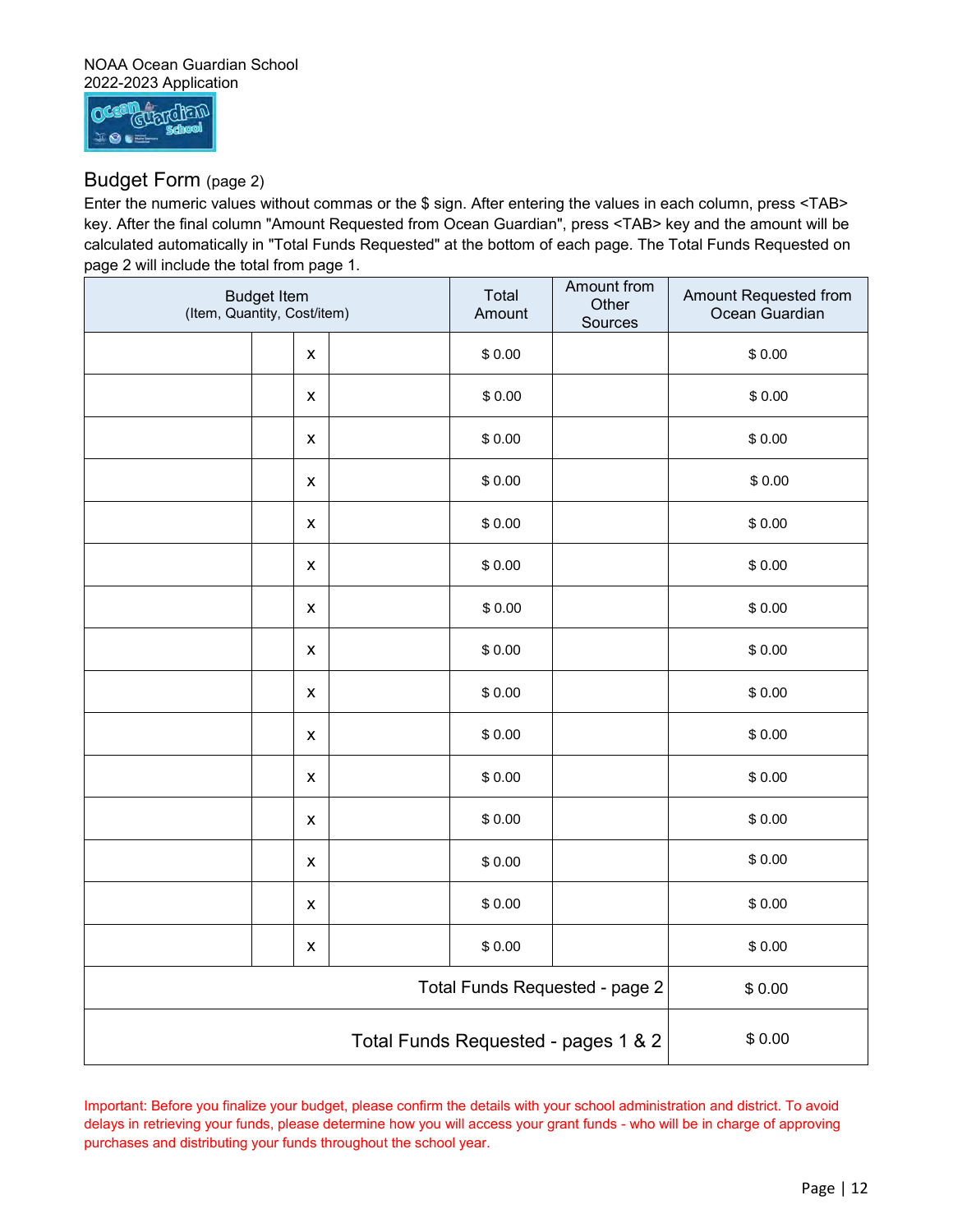NOAA Ocean Guardian School
2022-2023 Application

## Budget Form (page 2)

Enter the numeric values without commas or the $ sign. After entering the values in each column, press <TAB> key. After the final column "Amount Requested from Ocean Guardian", press <TAB> key and the amount will be calculated automatically in "Total Funds Requested" at the bottom of each page. The Total Funds Requested on page 2 will include the total from page 1.

| Budget Item (Item, Quantity, Cost/item) | | | | Total Amount | Amount from Other Sources | Amount Requested from Ocean Guardian |
|---|---|---|---|---|---|---|
| | | x | | $ 0.00 | | $ 0.00 |
| | | x | | $ 0.00 | | $ 0.00 |
| | | x | | $ 0.00 | | $ 0.00 |
| | | x | | $ 0.00 | | $ 0.00 |
| | | x | | $ 0.00 | | $ 0.00 |
| | | x | | $ 0.00 | | $ 0.00 |
| | | x | | $ 0.00 | | $ 0.00 |
| | | x | | $ 0.00 | | $ 0.00 |
| | | x | | $ 0.00 | | $ 0.00 |
| | | x | | $ 0.00 | | $ 0.00 |
| | | x | | $ 0.00 | | $ 0.00 |
| | | x | | $ 0.00 | | $ 0.00 |
| | | x | | $ 0.00 | | $ 0.00 |
| | | x | | $ 0.00 | | $ 0.00 |
| | | x | | $ 0.00 | | $ 0.00 |
| Total Funds Requested - page 2 | | | | | | $ 0.00 |
| Total Funds Requested - pages 1 & 2 | | | | | | $ 0.00 |

Important: Before you finalize your budget, please confirm the details with your school administration and district. To avoid delays in retrieving your funds, please determine how you will access your grant funds - who will be in charge of approving purchases and distributing your funds throughout the school year.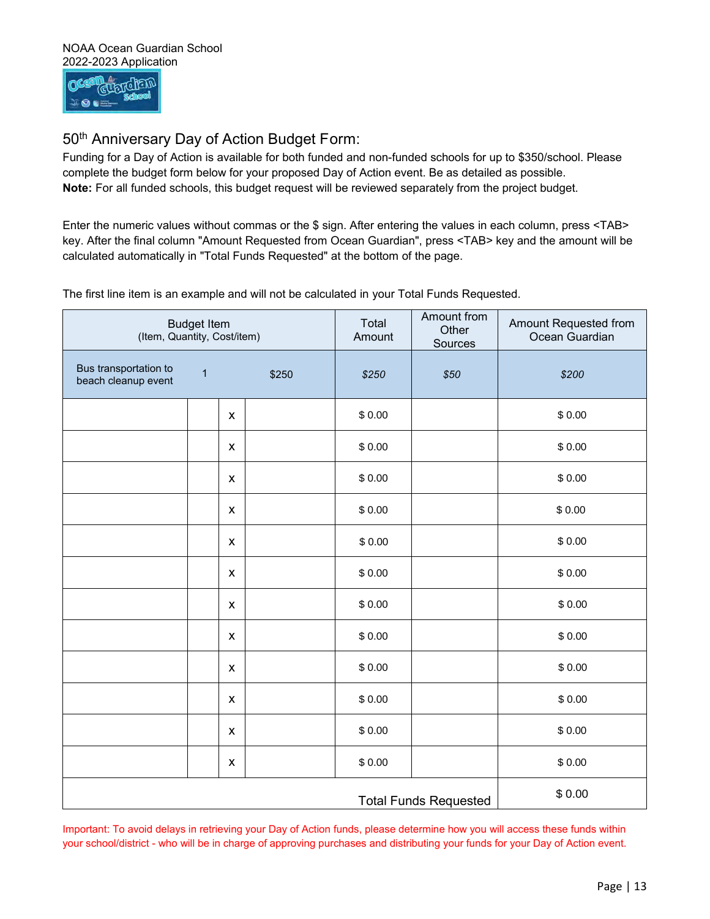NOAA Ocean Guardian School
2022-2023 Application

## 50th Anniversary Day of Action Budget Form:

Funding for a Day of Action is available for both funded and non-funded schools for up to $350/school. Please complete the budget form below for your proposed Day of Action event. Be as detailed as possible.
**Note:** For all funded schools, this budget request will be reviewed separately from the project budget.

Enter the numeric values without commas or the $ sign. After entering the values in each column, press <TAB> key. After the final column "Amount Requested from Ocean Guardian", press <TAB> key and the amount will be calculated automatically in "Total Funds Requested" at the bottom of the page.

The first line item is an example and will not be calculated in your Total Funds Requested.

| Budget Item (Item, Quantity, Cost/item) | | | | Total Amount | Amount from Other Sources | Amount Requested from Ocean Guardian |
|---|---|---|---|---|---|---|
| Bus transportation to beach cleanup event | 1 | | $250 | *$250* | *$50* | *$200* |
| | | x | | $ 0.00 | | $ 0.00 |
| | | x | | $ 0.00 | | $ 0.00 |
| | | x | | $ 0.00 | | $ 0.00 |
| | | x | | $ 0.00 | | $ 0.00 |
| | | x | | $ 0.00 | | $ 0.00 |
| | | x | | $ 0.00 | | $ 0.00 |
| | | x | | $ 0.00 | | $ 0.00 |
| | | x | | $ 0.00 | | $ 0.00 |
| | | x | | $ 0.00 | | $ 0.00 |
| | | x | | $ 0.00 | | $ 0.00 |
| | | x | | $ 0.00 | | $ 0.00 |
| | | x | | $ 0.00 | | $ 0.00 |
| | | | | | Total Funds Requested | $ 0.00 |

Important: To avoid delays in retrieving your Day of Action funds, please determine how you will access these funds within your school/district - who will be in charge of approving purchases and distributing your funds for your Day of Action event.